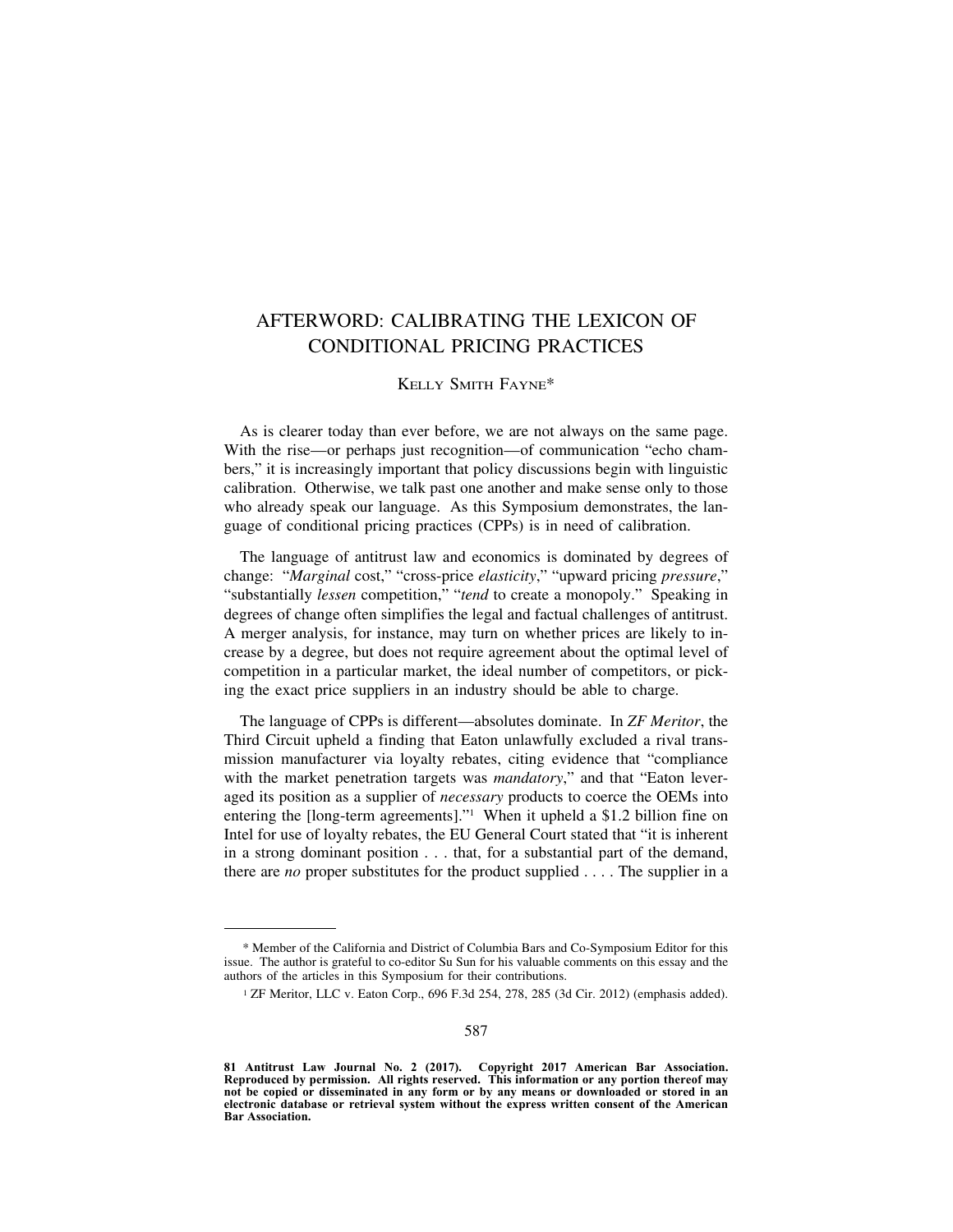# AFTERWORD: CALIBRATING THE LEXICON OF CONDITIONAL PRICING PRACTICES

KELLY SMITH FAYNE*

As is clearer today than ever before, we are not always on the same page. With the rise—or perhaps just recognition—of communication "echo chambers," it is increasingly important that policy discussions begin with linguistic calibration. Otherwise, we talk past one another and make sense only to those who already speak our language. As this Symposium demonstrates, the language of conditional pricing practices (CPPs) is in need of calibration.

The language of antitrust law and economics is dominated by degrees of change: "*Marginal* cost," "cross-price *elasticity*," "upward pricing *pressure*," "substantially *lessen* competition," "*tend* to create a monopoly." Speaking in degrees of change often simplifies the legal and factual challenges of antitrust. A merger analysis, for instance, may turn on whether prices are likely to increase by a degree, but does not require agreement about the optimal level of competition in a particular market, the ideal number of competitors, or picking the exact price suppliers in an industry should be able to charge.

The language of CPPs is different—absolutes dominate. In *ZF Meritor*, the Third Circuit upheld a finding that Eaton unlawfully excluded a rival transmission manufacturer via loyalty rebates, citing evidence that "compliance with the market penetration targets was *mandatory*," and that "Eaton leveraged its position as a supplier of *necessary* products to coerce the OEMs into entering the [long-term agreements]."[1] When it upheld a $1.2 billion fine on Intel for use of loyalty rebates, the EU General Court stated that "it is inherent in a strong dominant position . . . that, for a substantial part of the demand, there are *no* proper substitutes for the product supplied . . . . The supplier in a

---

\* Member of the California and District of Columbia Bars and Co-Symposium Editor for this issue. The author is grateful to co-editor Su Sun for his valuable comments on this essay and the authors of the articles in this Symposium for their contributions.

[1] ZF Meritor, LLC v. Eaton Corp., 696 F.3d 254, 278, 285 (3d Cir. 2012) (emphasis added).

**81 Antitrust Law Journal No. 2 (2017). Copyright 2017 American Bar Association. Reproduced by permission. All rights reserved. This information or any portion thereof may not be copied or disseminated in any form or by any means or downloaded or stored in an electronic database or retrieval system without the express written consent of the American Bar Association.**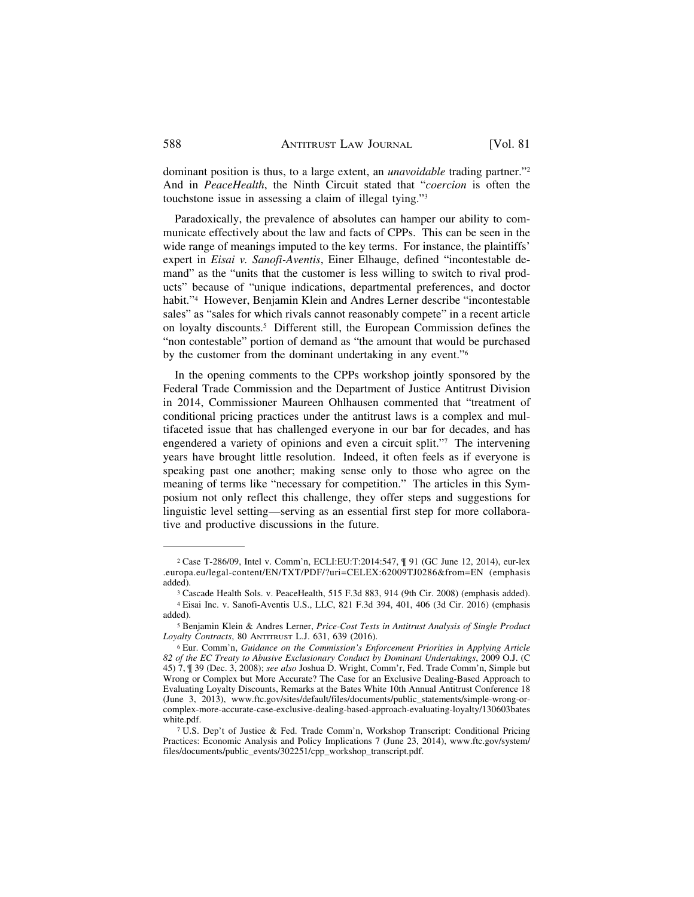dominant position is thus, to a large extent, an *unavoidable* trading partner."[2] And in *PeaceHealth*, the Ninth Circuit stated that "*coercion* is often the touchstone issue in assessing a claim of illegal tying."[3]

Paradoxically, the prevalence of absolutes can hamper our ability to communicate effectively about the law and facts of CPPs. This can be seen in the wide range of meanings imputed to the key terms. For instance, the plaintiffs' expert in *Eisai v. Sanofi-Aventis*, Einer Elhauge, defined "incontestable demand" as the "units that the customer is less willing to switch to rival products" because of "unique indications, departmental preferences, and doctor habit."[4] However, Benjamin Klein and Andres Lerner describe "incontestable sales" as "sales for which rivals cannot reasonably compete" in a recent article on loyalty discounts.[5] Different still, the European Commission defines the "non contestable" portion of demand as "the amount that would be purchased by the customer from the dominant undertaking in any event."[6]

In the opening comments to the CPPs workshop jointly sponsored by the Federal Trade Commission and the Department of Justice Antitrust Division in 2014, Commissioner Maureen Ohlhausen commented that "treatment of conditional pricing practices under the antitrust laws is a complex and multifaceted issue that has challenged everyone in our bar for decades, and has engendered a variety of opinions and even a circuit split."[7] The intervening years have brought little resolution. Indeed, it often feels as if everyone is speaking past one another; making sense only to those who agree on the meaning of terms like "necessary for competition." The articles in this Symposium not only reflect this challenge, they offer steps and suggestions for linguistic level setting—serving as an essential first step for more collaborative and productive discussions in the future.

---

[2] Case T-286/09, Intel v. Comm'n, ECLI:EU:T:2014:547, ¶ 91 (GC June 12, 2014), eur-lex.europa.eu/legal-content/EN/TXT/PDF/?uri=CELEX:62009TJ0286&from=EN (emphasis added).

[3] Cascade Health Sols. v. PeaceHealth, 515 F.3d 883, 914 (9th Cir. 2008) (emphasis added).

[4] Eisai Inc. v. Sanofi-Aventis U.S., LLC, 821 F.3d 394, 401, 406 (3d Cir. 2016) (emphasis added).

[5] Benjamin Klein & Andres Lerner, *Price-Cost Tests in Antitrust Analysis of Single Product Loyalty Contracts*, 80 ANTITRUST L.J. 631, 639 (2016).

[6] Eur. Comm'n, *Guidance on the Commission's Enforcement Priorities in Applying Article 82 of the EC Treaty to Abusive Exclusionary Conduct by Dominant Undertakings*, 2009 O.J. (C 45) 7, ¶ 39 (Dec. 3, 2008); *see also* Joshua D. Wright, Comm'r, Fed. Trade Comm'n, Simple but Wrong or Complex but More Accurate? The Case for an Exclusive Dealing-Based Approach to Evaluating Loyalty Discounts, Remarks at the Bates White 10th Annual Antitrust Conference 18 (June 3, 2013), www.ftc.gov/sites/default/files/documents/public_statements/simple-wrong-or-complex-more-accurate-case-exclusive-dealing-based-approach-evaluating-loyalty/130603bateswhite.pdf.

[7] U.S. Dep't of Justice & Fed. Trade Comm'n, Workshop Transcript: Conditional Pricing Practices: Economic Analysis and Policy Implications 7 (June 23, 2014), www.ftc.gov/system/files/documents/public_events/302251/cpp_workshop_transcript.pdf.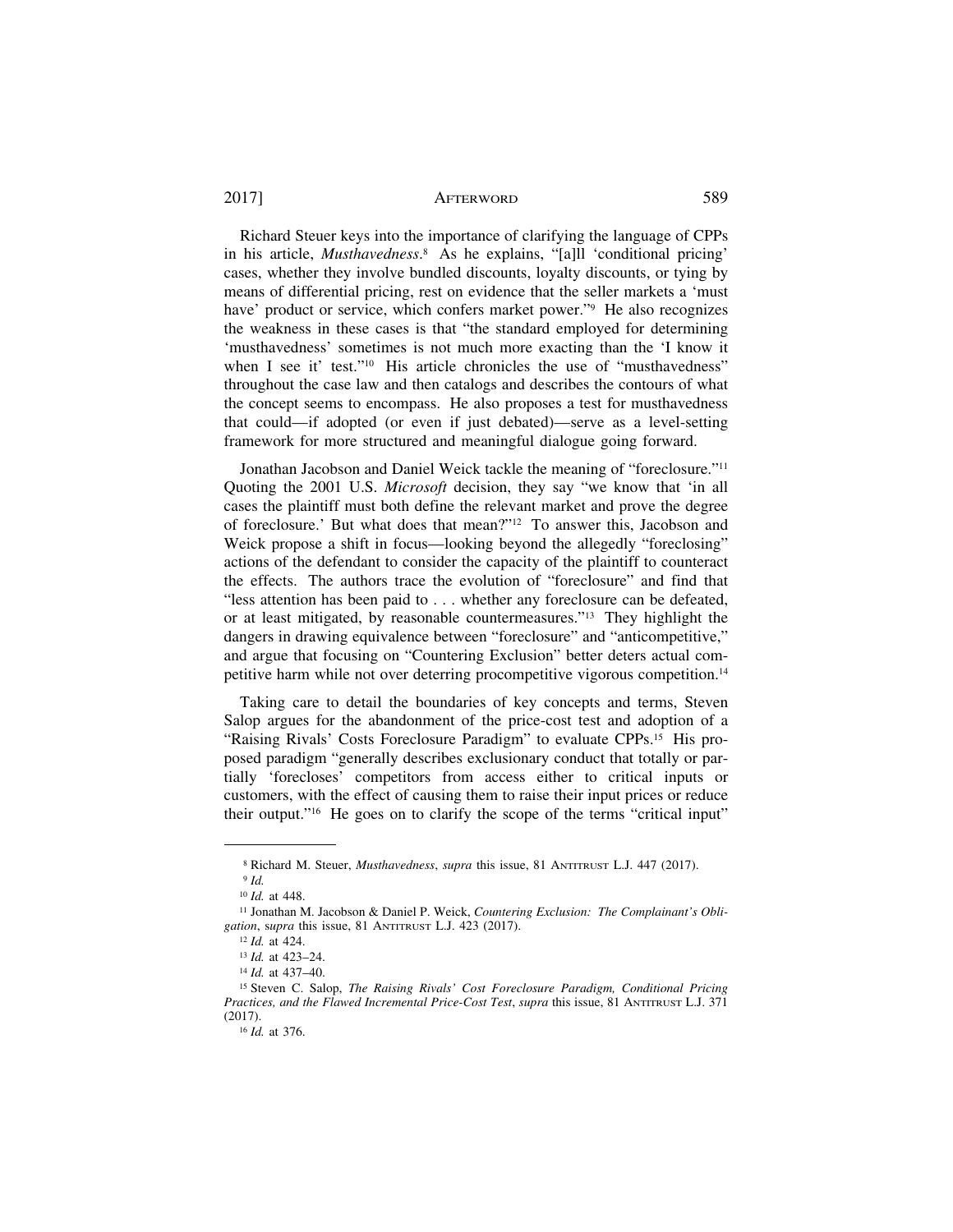Richard Steuer keys into the importance of clarifying the language of CPPs in his article, *Musthavedness*.[8] As he explains, "[a]ll 'conditional pricing' cases, whether they involve bundled discounts, loyalty discounts, or tying by means of differential pricing, rest on evidence that the seller markets a 'must have' product or service, which confers market power."[9] He also recognizes the weakness in these cases is that "the standard employed for determining 'musthavedness' sometimes is not much more exacting than the 'I know it when I see it' test."[10] His article chronicles the use of "musthavedness" throughout the case law and then catalogs and describes the contours of what the concept seems to encompass. He also proposes a test for musthavedness that could—if adopted (or even if just debated)—serve as a level-setting framework for more structured and meaningful dialogue going forward.

Jonathan Jacobson and Daniel Weick tackle the meaning of "foreclosure."[11] Quoting the 2001 U.S. *Microsoft* decision, they say "we know that 'in all cases the plaintiff must both define the relevant market and prove the degree of foreclosure.' But what does that mean?"[12] To answer this, Jacobson and Weick propose a shift in focus—looking beyond the allegedly "foreclosing" actions of the defendant to consider the capacity of the plaintiff to counteract the effects. The authors trace the evolution of "foreclosure" and find that "less attention has been paid to . . . whether any foreclosure can be defeated, or at least mitigated, by reasonable countermeasures."[13] They highlight the dangers in drawing equivalence between "foreclosure" and "anticompetitive," and argue that focusing on "Countering Exclusion" better deters actual competitive harm while not over deterring procompetitive vigorous competition.[14]

Taking care to detail the boundaries of key concepts and terms, Steven Salop argues for the abandonment of the price-cost test and adoption of a "Raising Rivals' Costs Foreclosure Paradigm" to evaluate CPPs.[15] His proposed paradigm "generally describes exclusionary conduct that totally or partially 'forecloses' competitors from access either to critical inputs or customers, with the effect of causing them to raise their input prices or reduce their output."[16] He goes on to clarify the scope of the terms "critical input"

---

[8] Richard M. Steuer, *Musthavedness*, *supra* this issue, 81 ANTITRUST L.J. 447 (2017).

[9] *Id.*

[10] *Id.* at 448.

[11] Jonathan M. Jacobson & Daniel P. Weick, *Countering Exclusion: The Complainant's Obligation*, s*upra* this issue, 81 ANTITRUST L.J. 423 (2017).

[12] *Id.* at 424.

[13] *Id.* at 423–24.

[14] *Id.* at 437–40.

[15] Steven C. Salop, *The Raising Rivals' Cost Foreclosure Paradigm, Conditional Pricing Practices, and the Flawed Incremental Price-Cost Test*, *supra* this issue, 81 ANTITRUST L.J. 371 (2017).

[16] *Id.* at 376.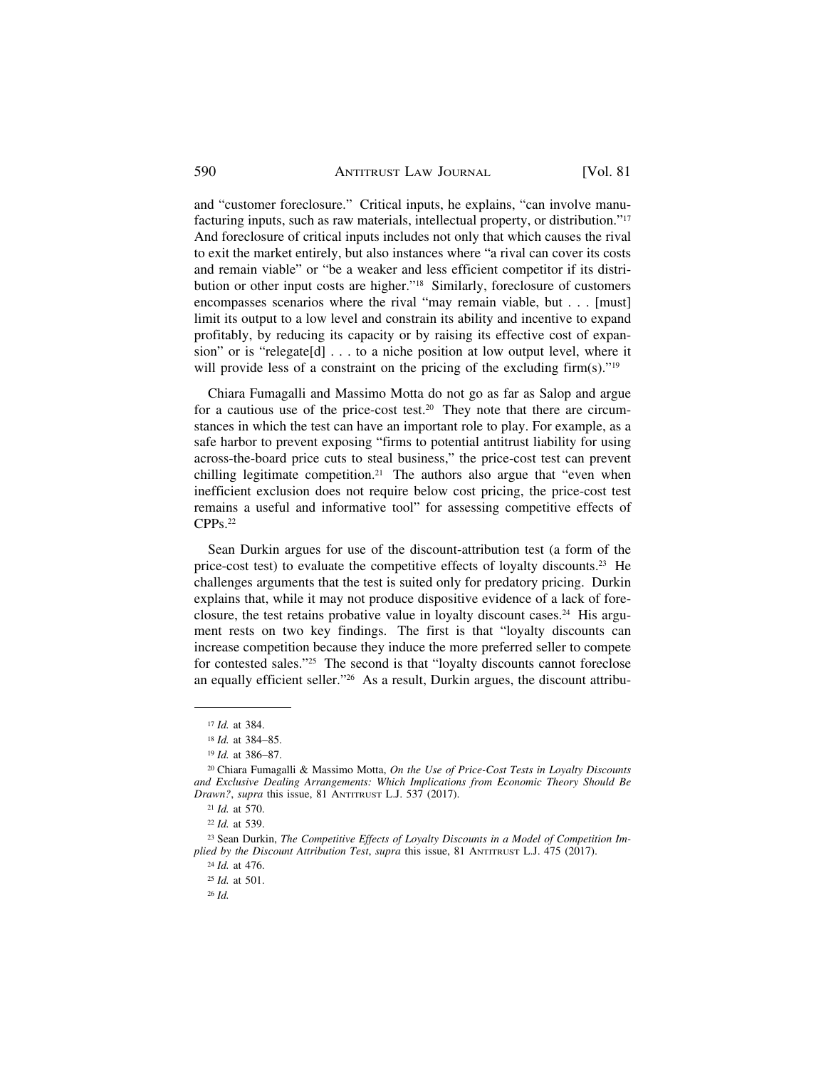and "customer foreclosure." Critical inputs, he explains, "can involve manufacturing inputs, such as raw materials, intellectual property, or distribution."[17] And foreclosure of critical inputs includes not only that which causes the rival to exit the market entirely, but also instances where "a rival can cover its costs and remain viable" or "be a weaker and less efficient competitor if its distribution or other input costs are higher."[18] Similarly, foreclosure of customers encompasses scenarios where the rival "may remain viable, but . . . [must] limit its output to a low level and constrain its ability and incentive to expand profitably, by reducing its capacity or by raising its effective cost of expansion" or is "relegate[d] . . . to a niche position at low output level, where it will provide less of a constraint on the pricing of the excluding firm(s)."[19]

Chiara Fumagalli and Massimo Motta do not go as far as Salop and argue for a cautious use of the price-cost test.[20] They note that there are circumstances in which the test can have an important role to play. For example, as a safe harbor to prevent exposing "firms to potential antitrust liability for using across-the-board price cuts to steal business," the price-cost test can prevent chilling legitimate competition.[21] The authors also argue that "even when inefficient exclusion does not require below cost pricing, the price-cost test remains a useful and informative tool" for assessing competitive effects of CPPs.[22]

Sean Durkin argues for use of the discount-attribution test (a form of the price-cost test) to evaluate the competitive effects of loyalty discounts.[23] He challenges arguments that the test is suited only for predatory pricing. Durkin explains that, while it may not produce dispositive evidence of a lack of foreclosure, the test retains probative value in loyalty discount cases.[24] His argument rests on two key findings. The first is that "loyalty discounts can increase competition because they induce the more preferred seller to compete for contested sales."[25] The second is that "loyalty discounts cannot foreclose an equally efficient seller."[26] As a result, Durkin argues, the discount attribu-

---

[17] *Id.* at 384.

[18] *Id.* at 384–85.

[19] *Id.* at 386–87.

[20] Chiara Fumagalli & Massimo Motta, *On the Use of Price-Cost Tests in Loyalty Discounts and Exclusive Dealing Arrangements: Which Implications from Economic Theory Should Be Drawn?*, *supra* this issue, 81 Antitrust L.J. 537 (2017).

[21] *Id.* at 570.

[22] *Id.* at 539.

[23] Sean Durkin, *The Competitive Effects of Loyalty Discounts in a Model of Competition Implied by the Discount Attribution Test*, *supra* this issue, 81 Antitrust L.J. 475 (2017).

[24] *Id.* at 476.

[25] *Id.* at 501.

[26] *Id.*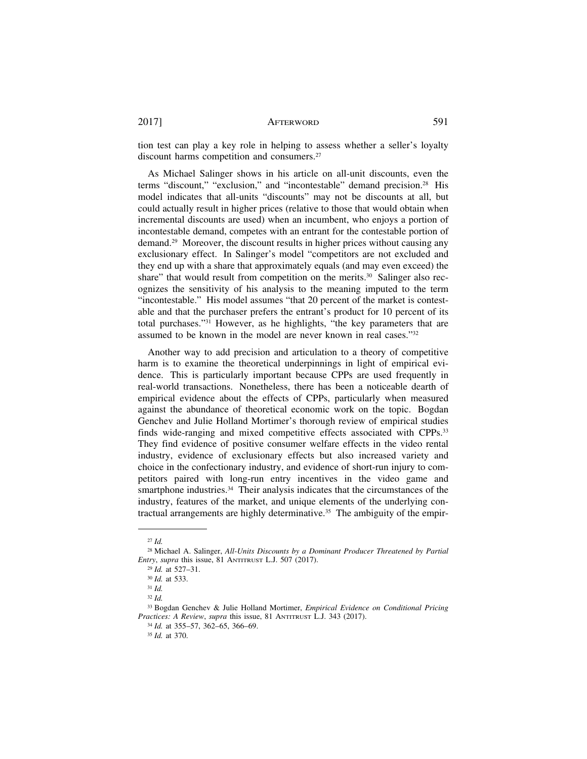tion test can play a key role in helping to assess whether a seller's loyalty discount harms competition and consumers.[27]

As Michael Salinger shows in his article on all-unit discounts, even the terms "discount," "exclusion," and "incontestable" demand precision.[28] His model indicates that all-units "discounts" may not be discounts at all, but could actually result in higher prices (relative to those that would obtain when incremental discounts are used) when an incumbent, who enjoys a portion of incontestable demand, competes with an entrant for the contestable portion of demand.[29] Moreover, the discount results in higher prices without causing any exclusionary effect. In Salinger's model "competitors are not excluded and they end up with a share that approximately equals (and may even exceed) the share" that would result from competition on the merits.[30] Salinger also recognizes the sensitivity of his analysis to the meaning imputed to the term "incontestable." His model assumes "that 20 percent of the market is contestable and that the purchaser prefers the entrant's product for 10 percent of its total purchases."[31] However, as he highlights, "the key parameters that are assumed to be known in the model are never known in real cases."[32]

Another way to add precision and articulation to a theory of competitive harm is to examine the theoretical underpinnings in light of empirical evidence. This is particularly important because CPPs are used frequently in real-world transactions. Nonetheless, there has been a noticeable dearth of empirical evidence about the effects of CPPs, particularly when measured against the abundance of theoretical economic work on the topic. Bogdan Genchev and Julie Holland Mortimer's thorough review of empirical studies finds wide-ranging and mixed competitive effects associated with CPPs.[33] They find evidence of positive consumer welfare effects in the video rental industry, evidence of exclusionary effects but also increased variety and choice in the confectionary industry, and evidence of short-run injury to competitors paired with long-run entry incentives in the video game and smartphone industries.[34] Their analysis indicates that the circumstances of the industry, features of the market, and unique elements of the underlying contractual arrangements are highly determinative.[35] The ambiguity of the empir-

---

[27] *Id.*

[28] Michael A. Salinger, *All-Units Discounts by a Dominant Producer Threatened by Partial Entry*, *supra* this issue, 81 Antitrust L.J. 507 (2017).

[29] *Id.* at 527–31.

[30] *Id.* at 533.

[31] *Id.*

[32] *Id.*

[33] Bogdan Genchev & Julie Holland Mortimer, *Empirical Evidence on Conditional Pricing Practices: A Review*, *supra* this issue, 81 Antitrust L.J. 343 (2017).

[34] *Id.* at 355–57, 362–65, 366–69.

[35] *Id.* at 370.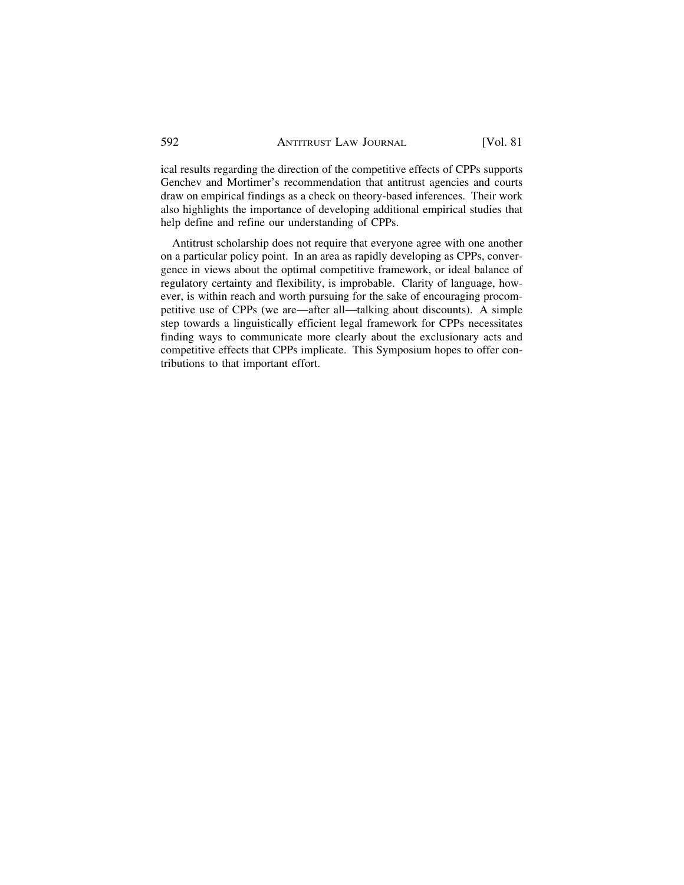ical results regarding the direction of the competitive effects of CPPs supports Genchev and Mortimer's recommendation that antitrust agencies and courts draw on empirical findings as a check on theory-based inferences. Their work also highlights the importance of developing additional empirical studies that help define and refine our understanding of CPPs.

Antitrust scholarship does not require that everyone agree with one another on a particular policy point. In an area as rapidly developing as CPPs, convergence in views about the optimal competitive framework, or ideal balance of regulatory certainty and flexibility, is improbable. Clarity of language, however, is within reach and worth pursuing for the sake of encouraging procompetitive use of CPPs (we are—after all—talking about discounts). A simple step towards a linguistically efficient legal framework for CPPs necessitates finding ways to communicate more clearly about the exclusionary acts and competitive effects that CPPs implicate. This Symposium hopes to offer contributions to that important effort.